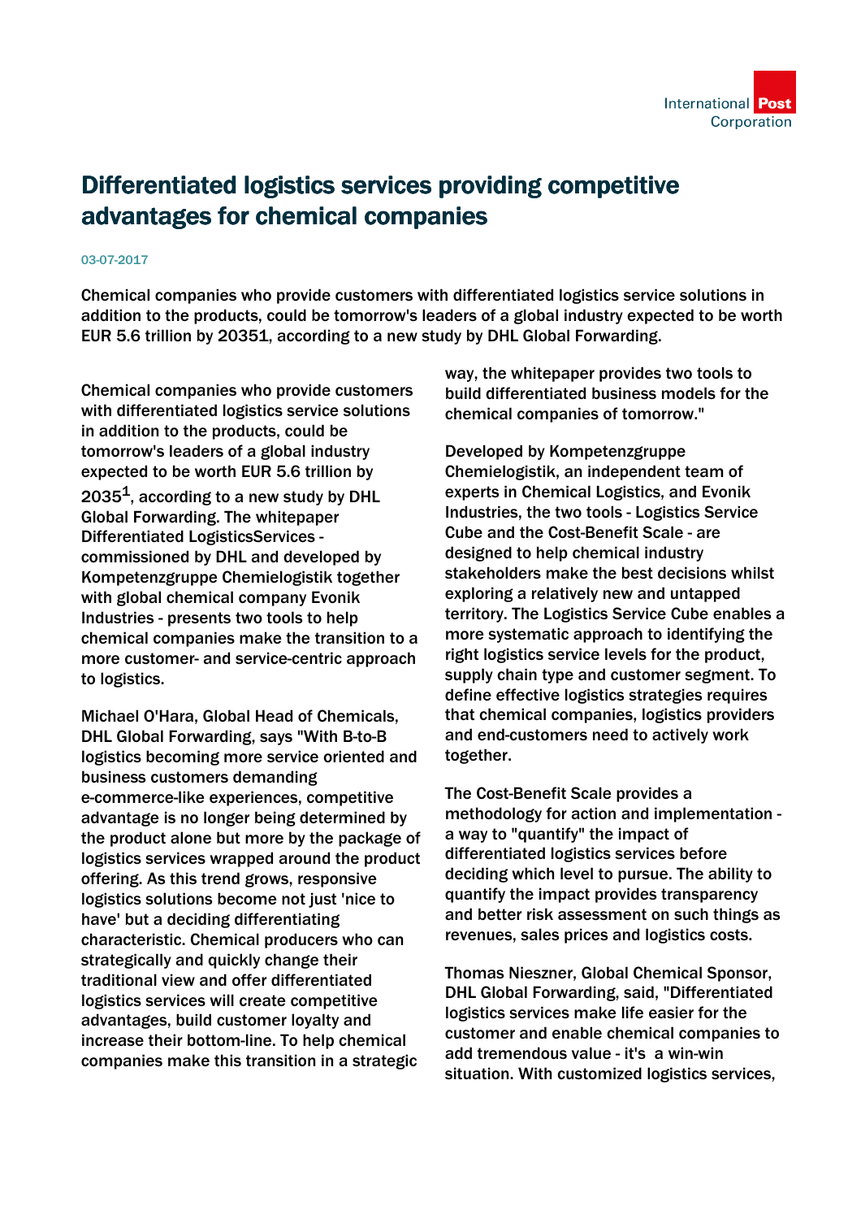# Differentiated logistics services providing competitive advantages for chemical companies

03-07-2017

Chemical companies who provide customers with differentiated logistics service solutions in addition to the products, could be tomorrow's leaders of a global industry expected to be worth EUR 5.6 trillion by 20351, according to a new study by DHL Global Forwarding.

Chemical companies who provide customers with differentiated logistics service solutions in addition to the products, could be tomorrow's leaders of a global industry expected to be worth EUR 5.6 trillion by 2035[1], according to a new study by DHL Global Forwarding. The whitepaper Differentiated LogisticsServices - commissioned by DHL and developed by Kompetenzgruppe Chemielogistik together with global chemical company Evonik Industries - presents two tools to help chemical companies make the transition to a more customer- and service-centric approach to logistics.

Michael O'Hara, Global Head of Chemicals, DHL Global Forwarding, says "With B-to-B logistics becoming more service oriented and business customers demanding e-commerce-like experiences, competitive advantage is no longer being determined by the product alone but more by the package of logistics services wrapped around the product offering. As this trend grows, responsive logistics solutions become not just 'nice to have' but a deciding differentiating characteristic. Chemical producers who can strategically and quickly change their traditional view and offer differentiated logistics services will create competitive advantages, build customer loyalty and increase their bottom-line. To help chemical companies make this transition in a strategic way, the whitepaper provides two tools to build differentiated business models for the chemical companies of tomorrow."

Developed by Kompetenzgruppe Chemielogistik, an independent team of experts in Chemical Logistics, and Evonik Industries, the two tools - Logistics Service Cube and the Cost-Benefit Scale - are designed to help chemical industry stakeholders make the best decisions whilst exploring a relatively new and untapped territory. The Logistics Service Cube enables a more systematic approach to identifying the right logistics service levels for the product, supply chain type and customer segment. To define effective logistics strategies requires that chemical companies, logistics providers and end-customers need to actively work together.

The Cost-Benefit Scale provides a methodology for action and implementation - a way to "quantify" the impact of differentiated logistics services before deciding which level to pursue. The ability to quantify the impact provides transparency and better risk assessment on such things as revenues, sales prices and logistics costs.

Thomas Nieszner, Global Chemical Sponsor, DHL Global Forwarding, said, "Differentiated logistics services make life easier for the customer and enable chemical companies to add tremendous value - it's a win-win situation. With customized logistics services,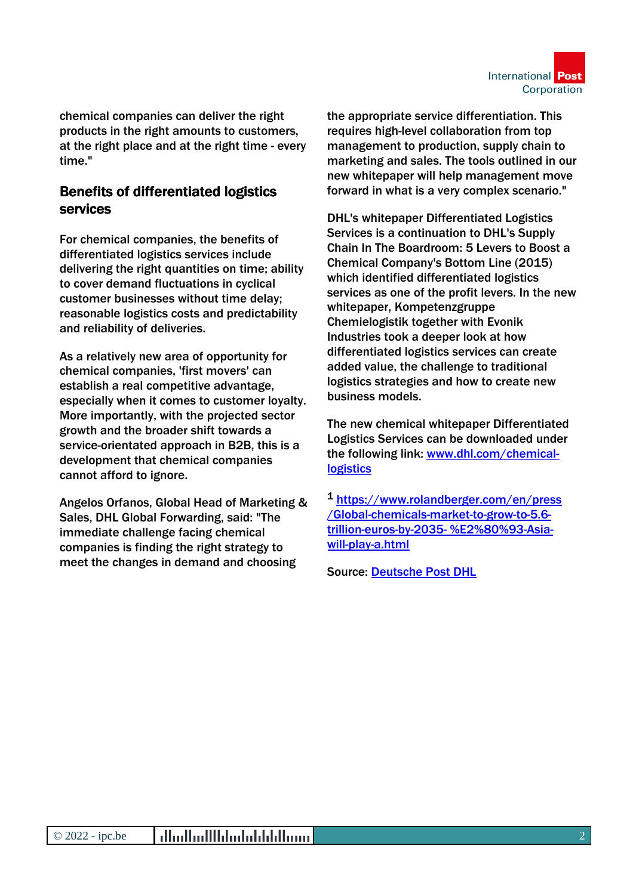chemical companies can deliver the right products in the right amounts to customers, at the right place and at the right time - every time."

## Benefits of differentiated logistics services

For chemical companies, the benefits of differentiated logistics services include delivering the right quantities on time; ability to cover demand fluctuations in cyclical customer businesses without time delay; reasonable logistics costs and predictability and reliability of deliveries.

As a relatively new area of opportunity for chemical companies, 'first movers' can establish a real competitive advantage, especially when it comes to customer loyalty. More importantly, with the projected sector growth and the broader shift towards a service-orientated approach in B2B, this is a development that chemical companies cannot afford to ignore.

Angelos Orfanos, Global Head of Marketing & Sales, DHL Global Forwarding, said: "The immediate challenge facing chemical companies is finding the right strategy to meet the changes in demand and choosing the appropriate service differentiation. This requires high-level collaboration from top management to production, supply chain to marketing and sales. The tools outlined in our new whitepaper will help management move forward in what is a very complex scenario."

DHL's whitepaper Differentiated Logistics Services is a continuation to DHL's Supply Chain In The Boardroom: 5 Levers to Boost a Chemical Company's Bottom Line (2015) which identified differentiated logistics services as one of the profit levers. In the new whitepaper, Kompetenzgruppe Chemielogistik together with Evonik Industries took a deeper look at how differentiated logistics services can create added value, the challenge to traditional logistics strategies and how to create new business models.

The new chemical whitepaper Differentiated Logistics Services can be downloaded under the following link: [www.dhl.com/chemical-logistics](www.dhl.com/chemical-logistics)

[1] [https://www.rolandberger.com/en/press/Global-chemicals-market-to-grow-to-5.6-trillion-euros-by-2035- %E2%80%93-Asia-will-play-a.html](https://www.rolandberger.com/en/press/Global-chemicals-market-to-grow-to-5.6-trillion-euros-by-2035-%E2%80%93-Asia-will-play-a.html)

Source: Deutsche Post DHL